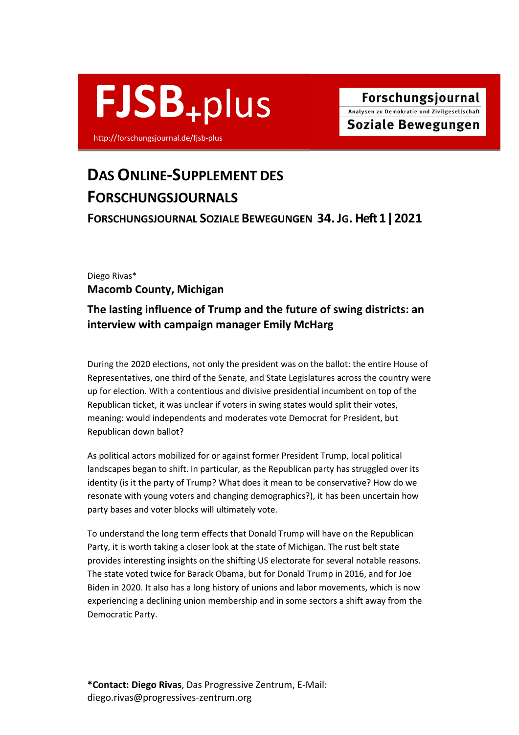FJSB+plus

http://forschungsjournal.de/fjsb-plus

Forschungsjournal
Analysen zu Demokratie und Zivilgesellschaft
Soziale Bewegungen

# Das Online-Supplement des Forschungsjournals

**Forschungsjournal Soziale Bewegungen 34. Jg. Heft 1 | 2021**

Diego Rivas*

## Macomb County, Michigan

## The lasting influence of Trump and the future of swing districts: an interview with campaign manager Emily McHarg

During the 2020 elections, not only the president was on the ballot: the entire House of Representatives, one third of the Senate, and State Legislatures across the country were up for election. With a contentious and divisive presidential incumbent on top of the Republican ticket, it was unclear if voters in swing states would split their votes, meaning: would independents and moderates vote Democrat for President, but Republican down ballot?

As political actors mobilized for or against former President Trump, local political landscapes began to shift. In particular, as the Republican party has struggled over its identity (is it the party of Trump? What does it mean to be conservative? How do we resonate with young voters and changing demographics?), it has been uncertain how party bases and voter blocks will ultimately vote.

To understand the long term effects that Donald Trump will have on the Republican Party, it is worth taking a closer look at the state of Michigan. The rust belt state provides interesting insights on the shifting US electorate for several notable reasons. The state voted twice for Barack Obama, but for Donald Trump in 2016, and for Joe Biden in 2020. It also has a long history of unions and labor movements, which is now experiencing a declining union membership and in some sectors a shift away from the Democratic Party.

***Contact: Diego Rivas**, Das Progressive Zentrum, E-Mail: diego.rivas@progressives-zentrum.org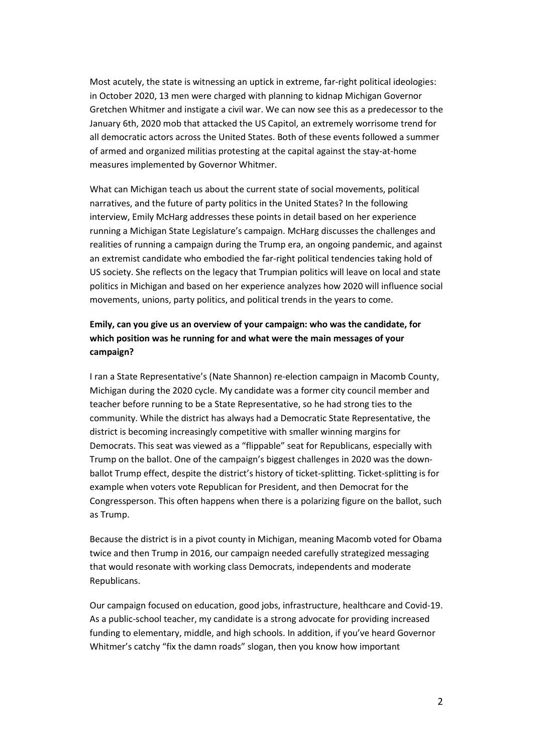Most acutely, the state is witnessing an uptick in extreme, far-right political ideologies: in October 2020, 13 men were charged with planning to kidnap Michigan Governor Gretchen Whitmer and instigate a civil war. We can now see this as a predecessor to the January 6th, 2020 mob that attacked the US Capitol, an extremely worrisome trend for all democratic actors across the United States. Both of these events followed a summer of armed and organized militias protesting at the capital against the stay-at-home measures implemented by Governor Whitmer.

What can Michigan teach us about the current state of social movements, political narratives, and the future of party politics in the United States? In the following interview, Emily McHarg addresses these points in detail based on her experience running a Michigan State Legislature's campaign. McHarg discusses the challenges and realities of running a campaign during the Trump era, an ongoing pandemic, and against an extremist candidate who embodied the far-right political tendencies taking hold of US society. She reflects on the legacy that Trumpian politics will leave on local and state politics in Michigan and based on her experience analyzes how 2020 will influence social movements, unions, party politics, and political trends in the years to come.

**Emily, can you give us an overview of your campaign: who was the candidate, for which position was he running for and what were the main messages of your campaign?**

I ran a State Representative's (Nate Shannon) re-election campaign in Macomb County, Michigan during the 2020 cycle. My candidate was a former city council member and teacher before running to be a State Representative, so he had strong ties to the community. While the district has always had a Democratic State Representative, the district is becoming increasingly competitive with smaller winning margins for Democrats. This seat was viewed as a "flippable" seat for Republicans, especially with Trump on the ballot. One of the campaign's biggest challenges in 2020 was the down-ballot Trump effect, despite the district's history of ticket-splitting. Ticket-splitting is for example when voters vote Republican for President, and then Democrat for the Congressperson. This often happens when there is a polarizing figure on the ballot, such as Trump.

Because the district is in a pivot county in Michigan, meaning Macomb voted for Obama twice and then Trump in 2016, our campaign needed carefully strategized messaging that would resonate with working class Democrats, independents and moderate Republicans.

Our campaign focused on education, good jobs, infrastructure, healthcare and Covid-19. As a public-school teacher, my candidate is a strong advocate for providing increased funding to elementary, middle, and high schools. In addition, if you've heard Governor Whitmer's catchy "fix the damn roads" slogan, then you know how important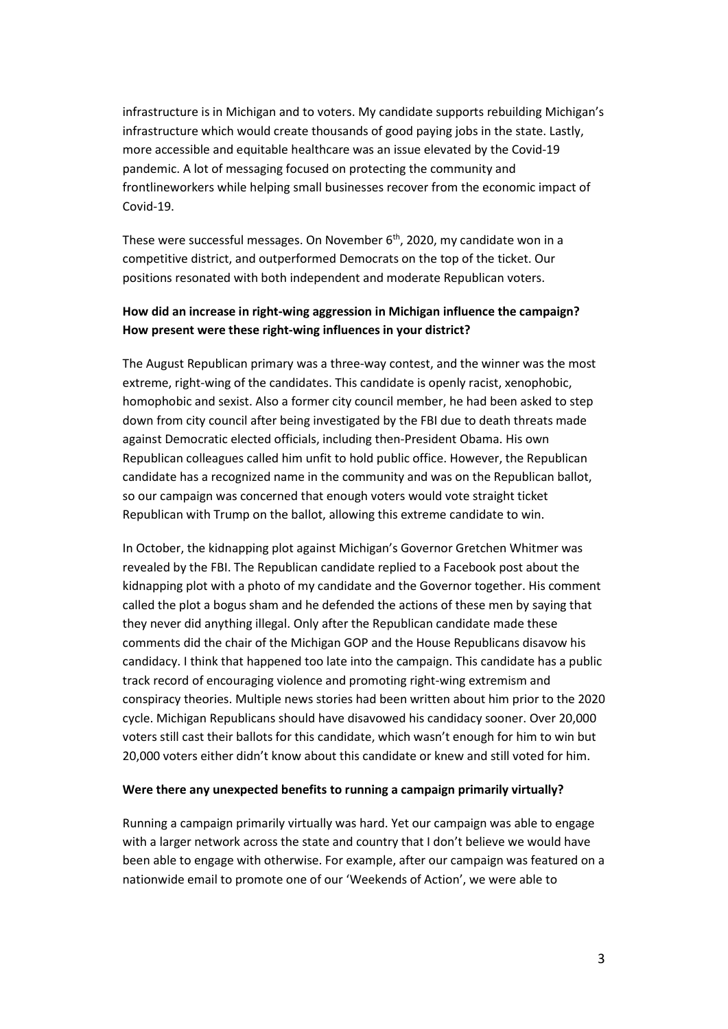infrastructure is in Michigan and to voters. My candidate supports rebuilding Michigan's infrastructure which would create thousands of good paying jobs in the state. Lastly, more accessible and equitable healthcare was an issue elevated by the Covid-19 pandemic. A lot of messaging focused on protecting the community and frontlineworkers while helping small businesses recover from the economic impact of Covid-19.

These were successful messages. On November 6th, 2020, my candidate won in a competitive district, and outperformed Democrats on the top of the ticket. Our positions resonated with both independent and moderate Republican voters.

**How did an increase in right-wing aggression in Michigan influence the campaign? How present were these right-wing influences in your district?**

The August Republican primary was a three-way contest, and the winner was the most extreme, right-wing of the candidates. This candidate is openly racist, xenophobic, homophobic and sexist. Also a former city council member, he had been asked to step down from city council after being investigated by the FBI due to death threats made against Democratic elected officials, including then-President Obama. His own Republican colleagues called him unfit to hold public office. However, the Republican candidate has a recognized name in the community and was on the Republican ballot, so our campaign was concerned that enough voters would vote straight ticket Republican with Trump on the ballot, allowing this extreme candidate to win.

In October, the kidnapping plot against Michigan's Governor Gretchen Whitmer was revealed by the FBI. The Republican candidate replied to a Facebook post about the kidnapping plot with a photo of my candidate and the Governor together. His comment called the plot a bogus sham and he defended the actions of these men by saying that they never did anything illegal. Only after the Republican candidate made these comments did the chair of the Michigan GOP and the House Republicans disavow his candidacy. I think that happened too late into the campaign. This candidate has a public track record of encouraging violence and promoting right-wing extremism and conspiracy theories. Multiple news stories had been written about him prior to the 2020 cycle. Michigan Republicans should have disavowed his candidacy sooner. Over 20,000 voters still cast their ballots for this candidate, which wasn't enough for him to win but 20,000 voters either didn't know about this candidate or knew and still voted for him.

**Were there any unexpected benefits to running a campaign primarily virtually?**

Running a campaign primarily virtually was hard. Yet our campaign was able to engage with a larger network across the state and country that I don't believe we would have been able to engage with otherwise. For example, after our campaign was featured on a nationwide email to promote one of our 'Weekends of Action', we were able to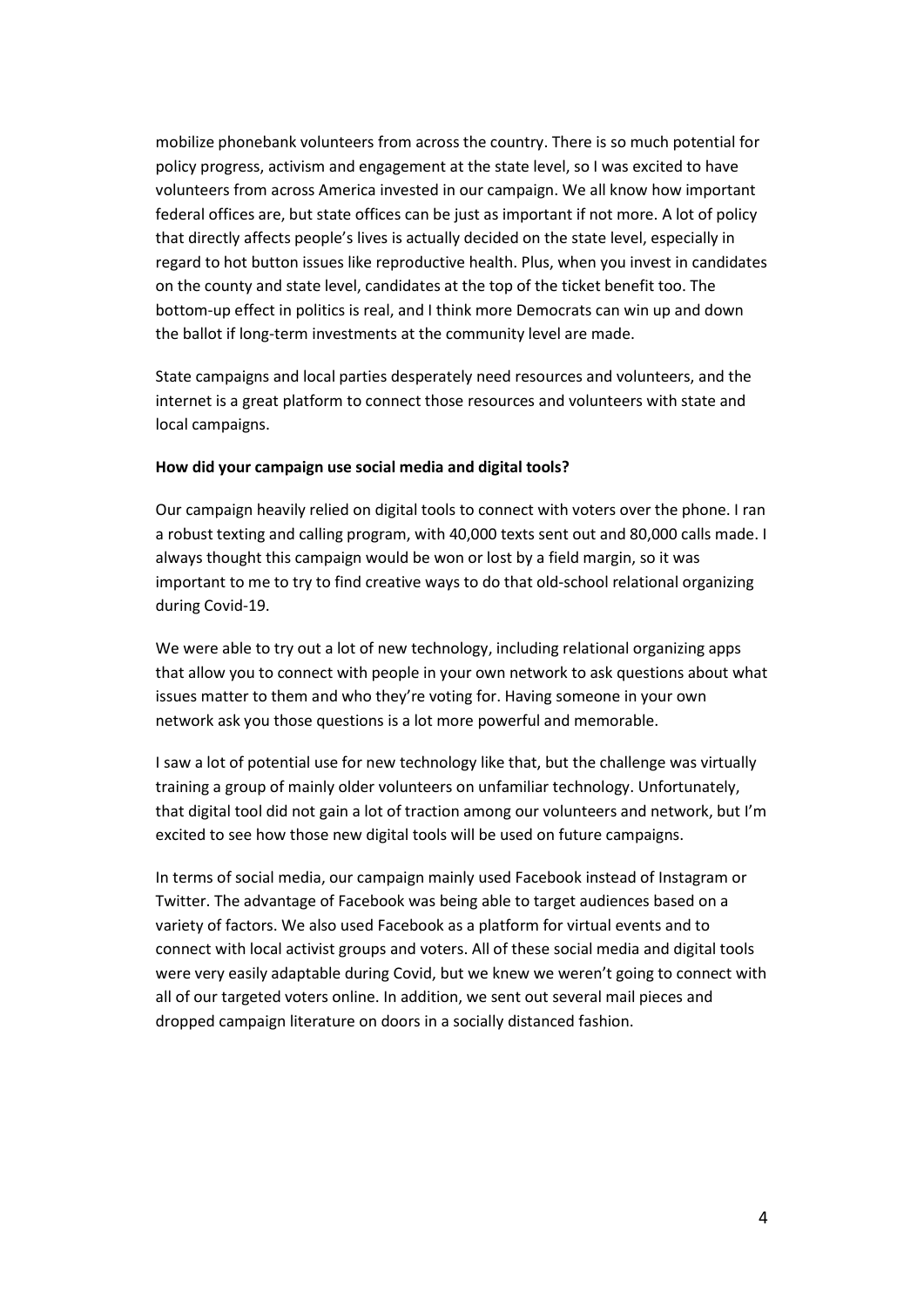mobilize phonebank volunteers from across the country. There is so much potential for policy progress, activism and engagement at the state level, so I was excited to have volunteers from across America invested in our campaign. We all know how important federal offices are, but state offices can be just as important if not more. A lot of policy that directly affects people's lives is actually decided on the state level, especially in regard to hot button issues like reproductive health. Plus, when you invest in candidates on the county and state level, candidates at the top of the ticket benefit too. The bottom-up effect in politics is real, and I think more Democrats can win up and down the ballot if long-term investments at the community level are made.

State campaigns and local parties desperately need resources and volunteers, and the internet is a great platform to connect those resources and volunteers with state and local campaigns.

**How did your campaign use social media and digital tools?**

Our campaign heavily relied on digital tools to connect with voters over the phone. I ran a robust texting and calling program, with 40,000 texts sent out and 80,000 calls made. I always thought this campaign would be won or lost by a field margin, so it was important to me to try to find creative ways to do that old-school relational organizing during Covid-19.

We were able to try out a lot of new technology, including relational organizing apps that allow you to connect with people in your own network to ask questions about what issues matter to them and who they're voting for. Having someone in your own network ask you those questions is a lot more powerful and memorable.

I saw a lot of potential use for new technology like that, but the challenge was virtually training a group of mainly older volunteers on unfamiliar technology. Unfortunately, that digital tool did not gain a lot of traction among our volunteers and network, but I'm excited to see how those new digital tools will be used on future campaigns.

In terms of social media, our campaign mainly used Facebook instead of Instagram or Twitter. The advantage of Facebook was being able to target audiences based on a variety of factors. We also used Facebook as a platform for virtual events and to connect with local activist groups and voters. All of these social media and digital tools were very easily adaptable during Covid, but we knew we weren't going to connect with all of our targeted voters online. In addition, we sent out several mail pieces and dropped campaign literature on doors in a socially distanced fashion.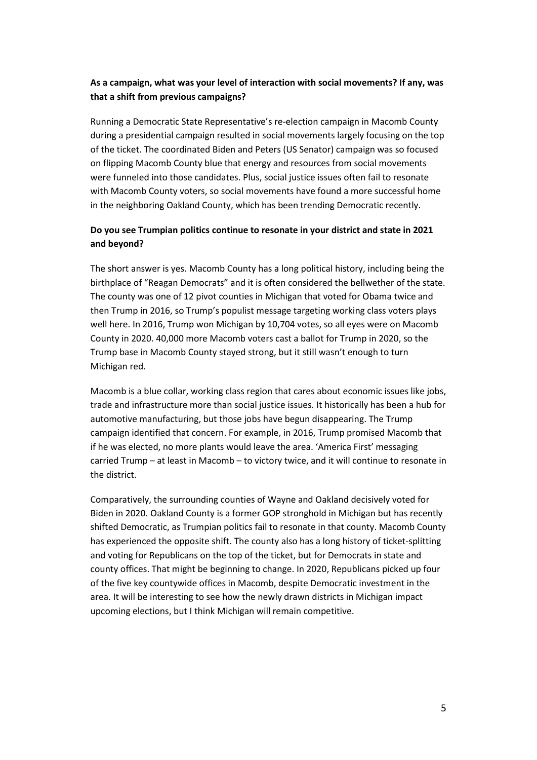**As a campaign, what was your level of interaction with social movements? If any, was that a shift from previous campaigns?**

Running a Democratic State Representative's re-election campaign in Macomb County during a presidential campaign resulted in social movements largely focusing on the top of the ticket. The coordinated Biden and Peters (US Senator) campaign was so focused on flipping Macomb County blue that energy and resources from social movements were funneled into those candidates. Plus, social justice issues often fail to resonate with Macomb County voters, so social movements have found a more successful home in the neighboring Oakland County, which has been trending Democratic recently.

**Do you see Trumpian politics continue to resonate in your district and state in 2021 and beyond?**

The short answer is yes. Macomb County has a long political history, including being the birthplace of "Reagan Democrats" and it is often considered the bellwether of the state. The county was one of 12 pivot counties in Michigan that voted for Obama twice and then Trump in 2016, so Trump's populist message targeting working class voters plays well here. In 2016, Trump won Michigan by 10,704 votes, so all eyes were on Macomb County in 2020. 40,000 more Macomb voters cast a ballot for Trump in 2020, so the Trump base in Macomb County stayed strong, but it still wasn't enough to turn Michigan red.

Macomb is a blue collar, working class region that cares about economic issues like jobs, trade and infrastructure more than social justice issues. It historically has been a hub for automotive manufacturing, but those jobs have begun disappearing. The Trump campaign identified that concern. For example, in 2016, Trump promised Macomb that if he was elected, no more plants would leave the area. 'America First' messaging carried Trump – at least in Macomb – to victory twice, and it will continue to resonate in the district.

Comparatively, the surrounding counties of Wayne and Oakland decisively voted for Biden in 2020. Oakland County is a former GOP stronghold in Michigan but has recently shifted Democratic, as Trumpian politics fail to resonate in that county. Macomb County has experienced the opposite shift. The county also has a long history of ticket-splitting and voting for Republicans on the top of the ticket, but for Democrats in state and county offices. That might be beginning to change. In 2020, Republicans picked up four of the five key countywide offices in Macomb, despite Democratic investment in the area. It will be interesting to see how the newly drawn districts in Michigan impact upcoming elections, but I think Michigan will remain competitive.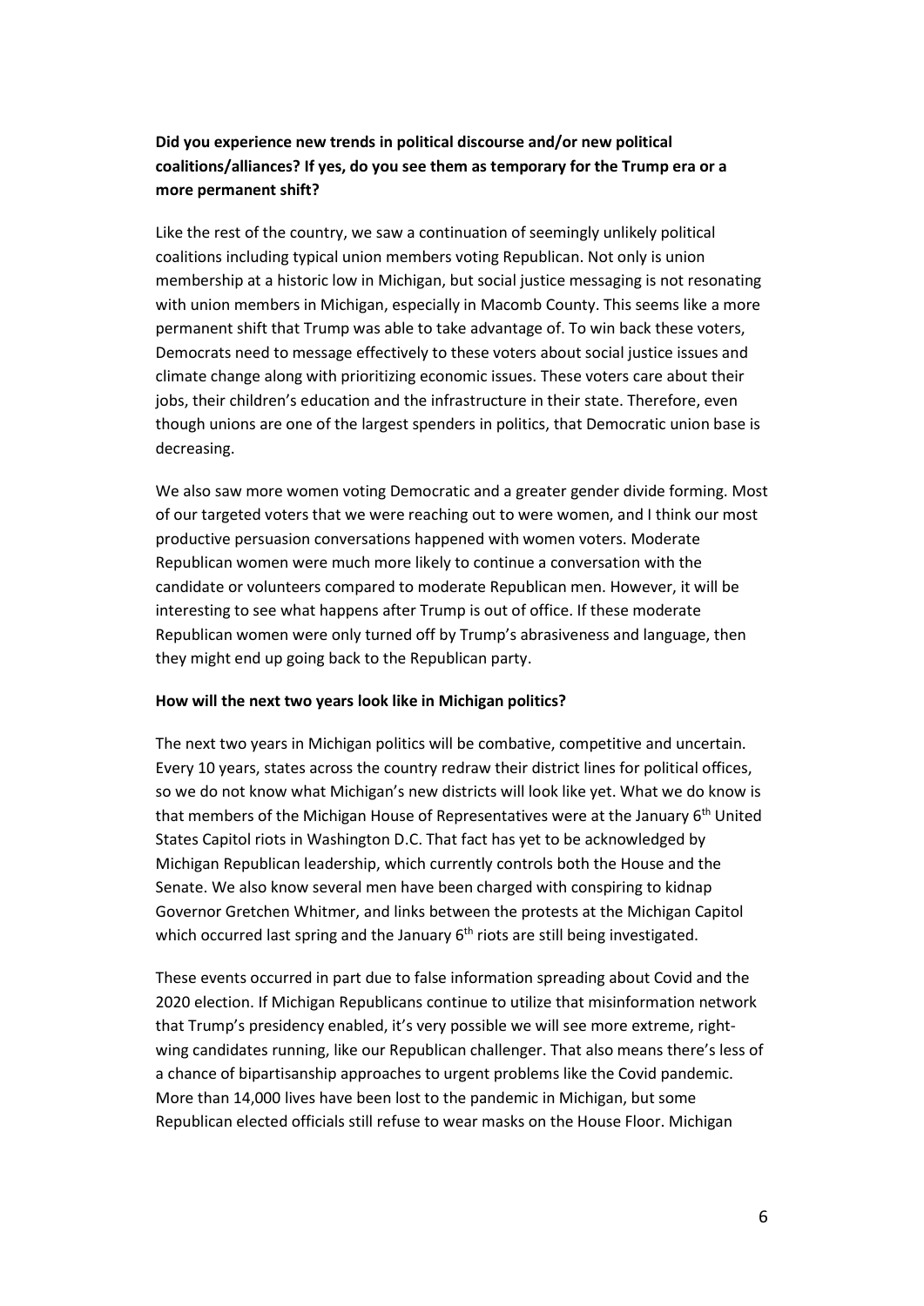**Did you experience new trends in political discourse and/or new political coalitions/alliances? If yes, do you see them as temporary for the Trump era or a more permanent shift?**

Like the rest of the country, we saw a continuation of seemingly unlikely political coalitions including typical union members voting Republican. Not only is union membership at a historic low in Michigan, but social justice messaging is not resonating with union members in Michigan, especially in Macomb County. This seems like a more permanent shift that Trump was able to take advantage of. To win back these voters, Democrats need to message effectively to these voters about social justice issues and climate change along with prioritizing economic issues. These voters care about their jobs, their children's education and the infrastructure in their state. Therefore, even though unions are one of the largest spenders in politics, that Democratic union base is decreasing.

We also saw more women voting Democratic and a greater gender divide forming. Most of our targeted voters that we were reaching out to were women, and I think our most productive persuasion conversations happened with women voters. Moderate Republican women were much more likely to continue a conversation with the candidate or volunteers compared to moderate Republican men. However, it will be interesting to see what happens after Trump is out of office. If these moderate Republican women were only turned off by Trump's abrasiveness and language, then they might end up going back to the Republican party.

**How will the next two years look like in Michigan politics?**

The next two years in Michigan politics will be combative, competitive and uncertain. Every 10 years, states across the country redraw their district lines for political offices, so we do not know what Michigan's new districts will look like yet. What we do know is that members of the Michigan House of Representatives were at the January 6th United States Capitol riots in Washington D.C. That fact has yet to be acknowledged by Michigan Republican leadership, which currently controls both the House and the Senate. We also know several men have been charged with conspiring to kidnap Governor Gretchen Whitmer, and links between the protests at the Michigan Capitol which occurred last spring and the January 6th riots are still being investigated.

These events occurred in part due to false information spreading about Covid and the 2020 election. If Michigan Republicans continue to utilize that misinformation network that Trump's presidency enabled, it's very possible we will see more extreme, right-wing candidates running, like our Republican challenger. That also means there's less of a chance of bipartisanship approaches to urgent problems like the Covid pandemic. More than 14,000 lives have been lost to the pandemic in Michigan, but some Republican elected officials still refuse to wear masks on the House Floor. Michigan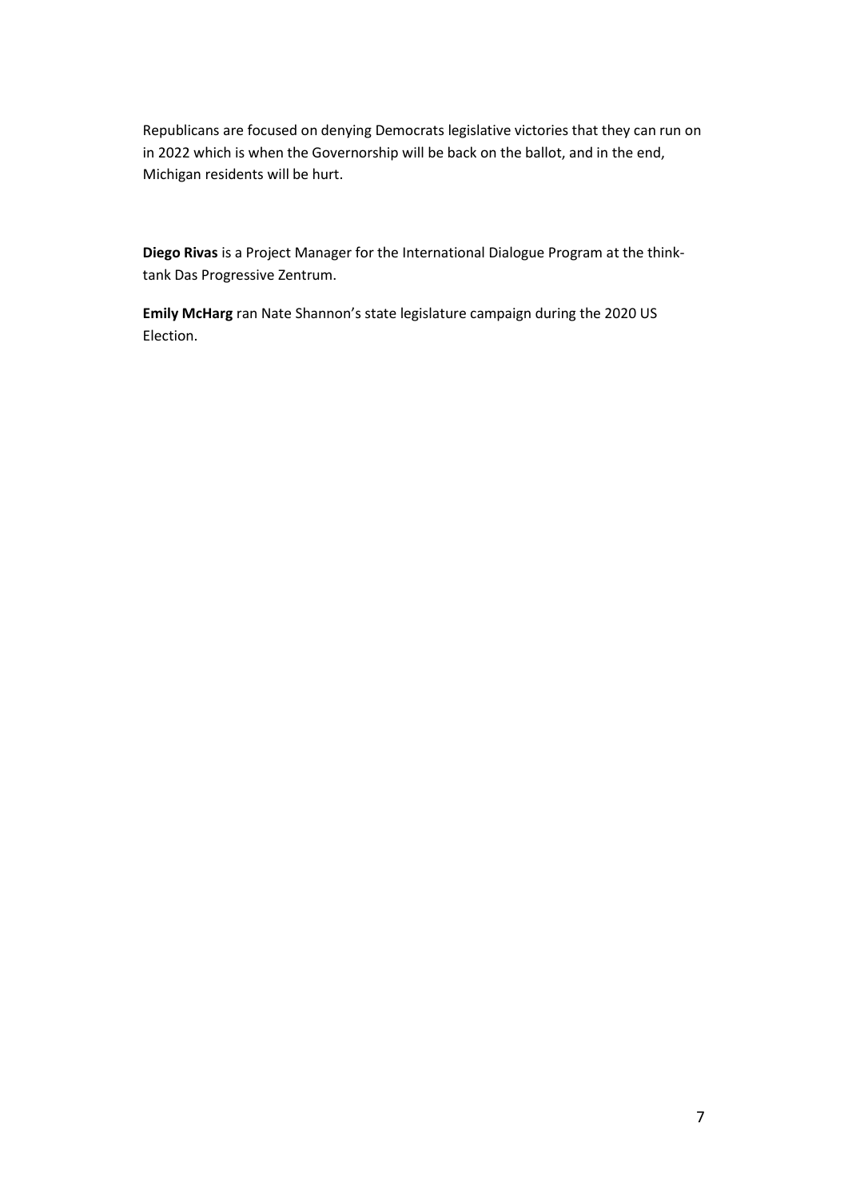Republicans are focused on denying Democrats legislative victories that they can run on in 2022 which is when the Governorship will be back on the ballot, and in the end, Michigan residents will be hurt.

**Diego Rivas** is a Project Manager for the International Dialogue Program at the think-tank Das Progressive Zentrum.

**Emily McHarg** ran Nate Shannon's state legislature campaign during the 2020 US Election.